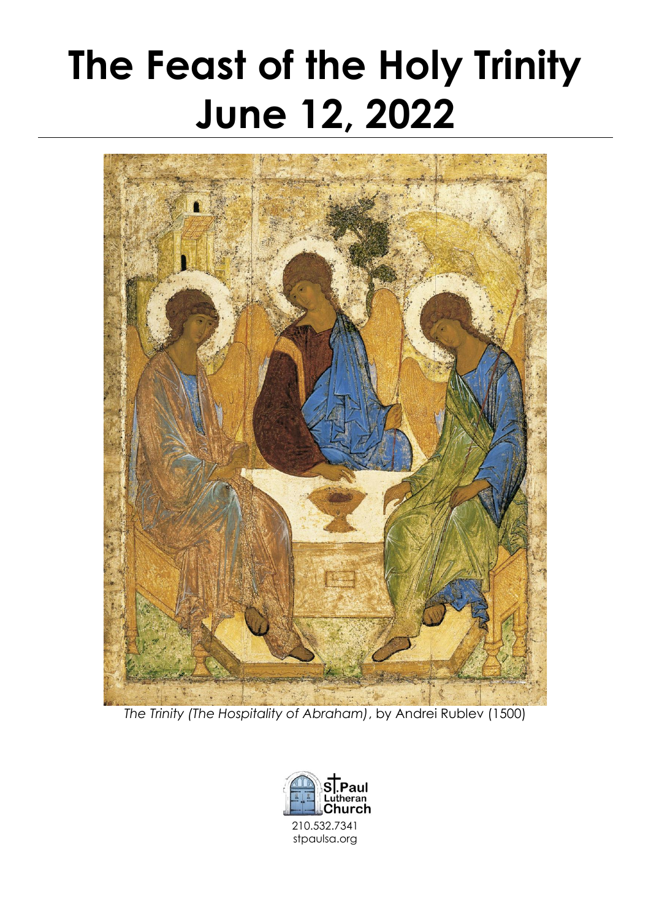# The Feast of the Holy Trinity
# June 12, 2022

*The Trinity (The Hospitality of Abraham)*, by Andrei Rublev (1500)

St. Paul Lutheran Church

210.532.7341
stpaulsa.org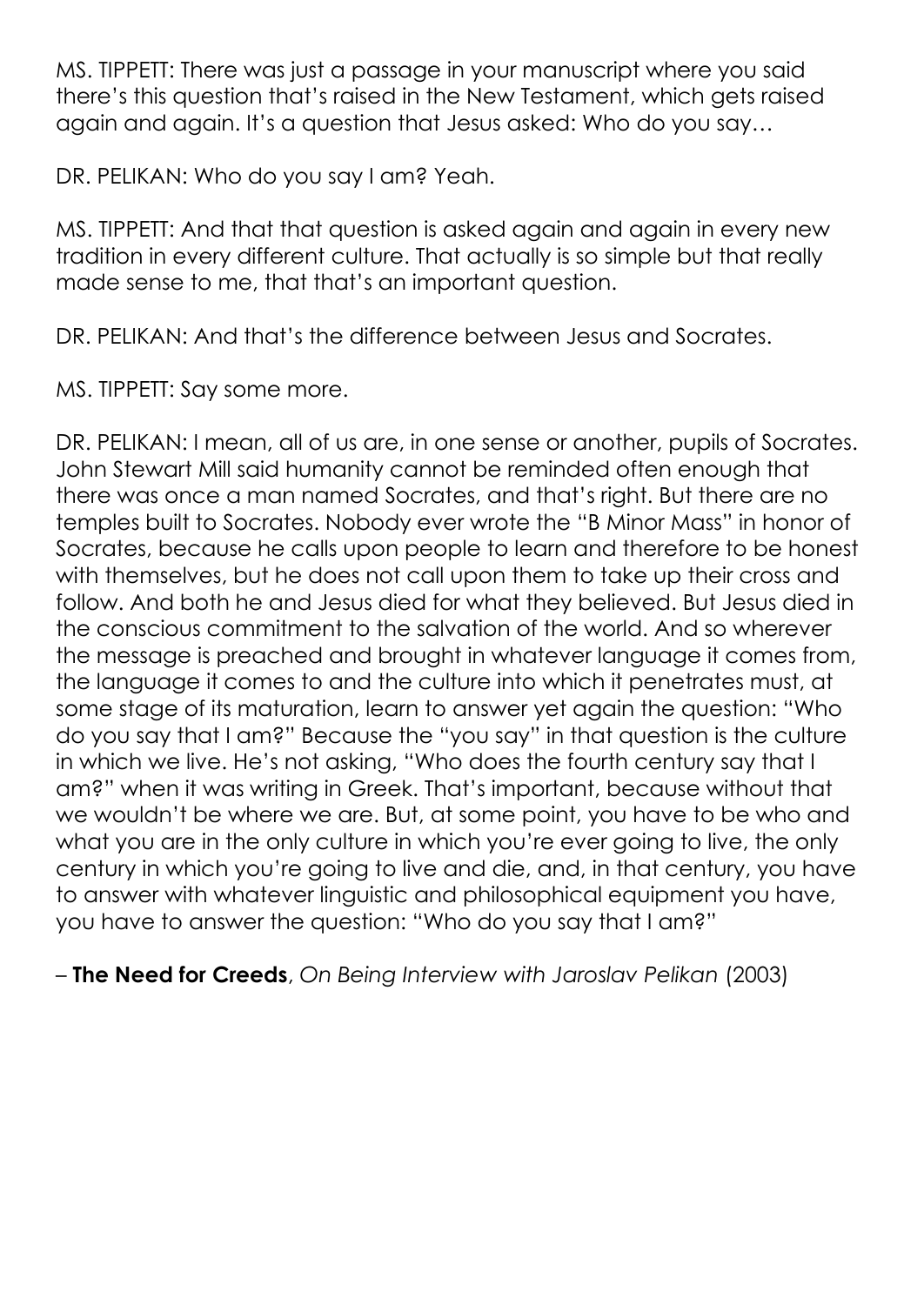MS. TIPPETT: There was just a passage in your manuscript where you said there's this question that's raised in the New Testament, which gets raised again and again. It's a question that Jesus asked: Who do you say…

DR. PELIKAN: Who do you say I am? Yeah.

MS. TIPPETT: And that that question is asked again and again in every new tradition in every different culture. That actually is so simple but that really made sense to me, that that's an important question.

DR. PELIKAN: And that's the difference between Jesus and Socrates.

MS. TIPPETT: Say some more.

DR. PELIKAN: I mean, all of us are, in one sense or another, pupils of Socrates. John Stewart Mill said humanity cannot be reminded often enough that there was once a man named Socrates, and that's right. But there are no temples built to Socrates. Nobody ever wrote the "B Minor Mass" in honor of Socrates, because he calls upon people to learn and therefore to be honest with themselves, but he does not call upon them to take up their cross and follow. And both he and Jesus died for what they believed. But Jesus died in the conscious commitment to the salvation of the world. And so wherever the message is preached and brought in whatever language it comes from, the language it comes to and the culture into which it penetrates must, at some stage of its maturation, learn to answer yet again the question: "Who do you say that I am?" Because the "you say" in that question is the culture in which we live. He's not asking, "Who does the fourth century say that I am?" when it was writing in Greek. That's important, because without that we wouldn't be where we are. But, at some point, you have to be who and what you are in the only culture in which you're ever going to live, the only century in which you're going to live and die, and, in that century, you have to answer with whatever linguistic and philosophical equipment you have, you have to answer the question: "Who do you say that I am?"

– **The Need for Creeds**, *On Being Interview with Jaroslav Pelikan* (2003)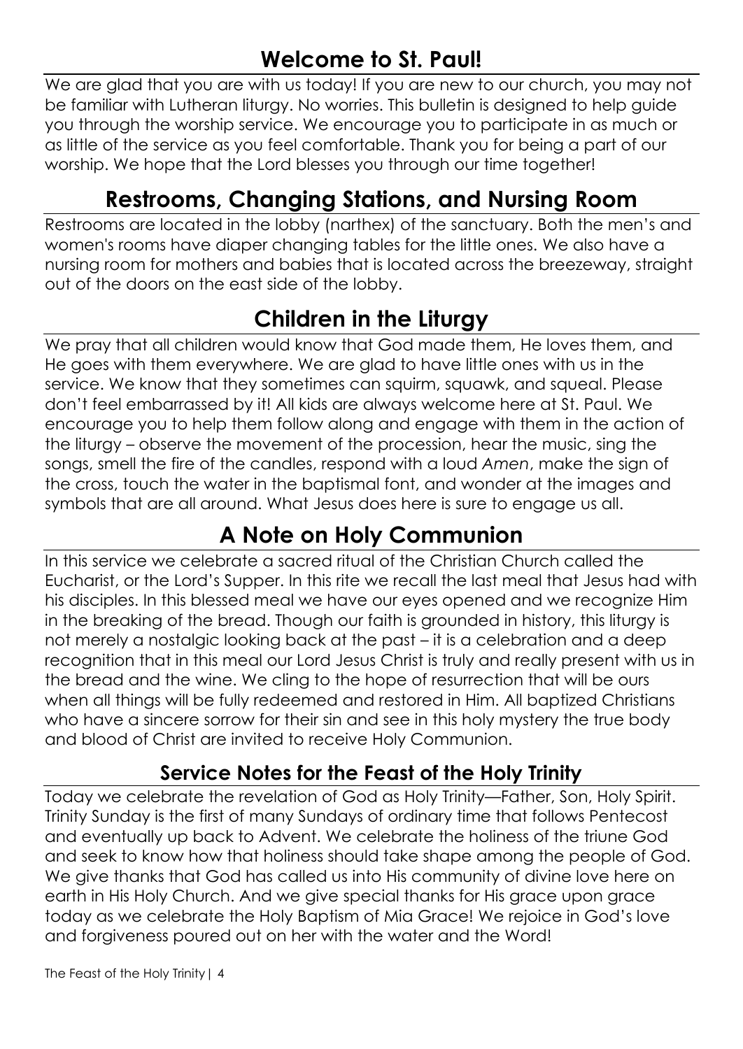## Welcome to St. Paul!

We are glad that you are with us today! If you are new to our church, you may not be familiar with Lutheran liturgy. No worries. This bulletin is designed to help guide you through the worship service. We encourage you to participate in as much or as little of the service as you feel comfortable. Thank you for being a part of our worship. We hope that the Lord blesses you through our time together!

## Restrooms, Changing Stations, and Nursing Room

Restrooms are located in the lobby (narthex) of the sanctuary. Both the men's and women's rooms have diaper changing tables for the little ones. We also have a nursing room for mothers and babies that is located across the breezeway, straight out of the doors on the east side of the lobby.

## Children in the Liturgy

We pray that all children would know that God made them, He loves them, and He goes with them everywhere. We are glad to have little ones with us in the service. We know that they sometimes can squirm, squawk, and squeal. Please don't feel embarrassed by it! All kids are always welcome here at St. Paul. We encourage you to help them follow along and engage with them in the action of the liturgy – observe the movement of the procession, hear the music, sing the songs, smell the fire of the candles, respond with a loud *Amen*, make the sign of the cross, touch the water in the baptismal font, and wonder at the images and symbols that are all around. What Jesus does here is sure to engage us all.

## A Note on Holy Communion

In this service we celebrate a sacred ritual of the Christian Church called the Eucharist, or the Lord's Supper. In this rite we recall the last meal that Jesus had with his disciples. In this blessed meal we have our eyes opened and we recognize Him in the breaking of the bread. Though our faith is grounded in history, this liturgy is not merely a nostalgic looking back at the past – it is a celebration and a deep recognition that in this meal our Lord Jesus Christ is truly and really present with us in the bread and the wine. We cling to the hope of resurrection that will be ours when all things will be fully redeemed and restored in Him. All baptized Christians who have a sincere sorrow for their sin and see in this holy mystery the true body and blood of Christ are invited to receive Holy Communion.

### Service Notes for the Feast of the Holy Trinity

Today we celebrate the revelation of God as Holy Trinity—Father, Son, Holy Spirit. Trinity Sunday is the first of many Sundays of ordinary time that follows Pentecost and eventually up back to Advent. We celebrate the holiness of the triune God and seek to know how that holiness should take shape among the people of God. We give thanks that God has called us into His community of divine love here on earth in His Holy Church. And we give special thanks for His grace upon grace today as we celebrate the Holy Baptism of Mia Grace! We rejoice in God's love and forgiveness poured out on her with the water and the Word!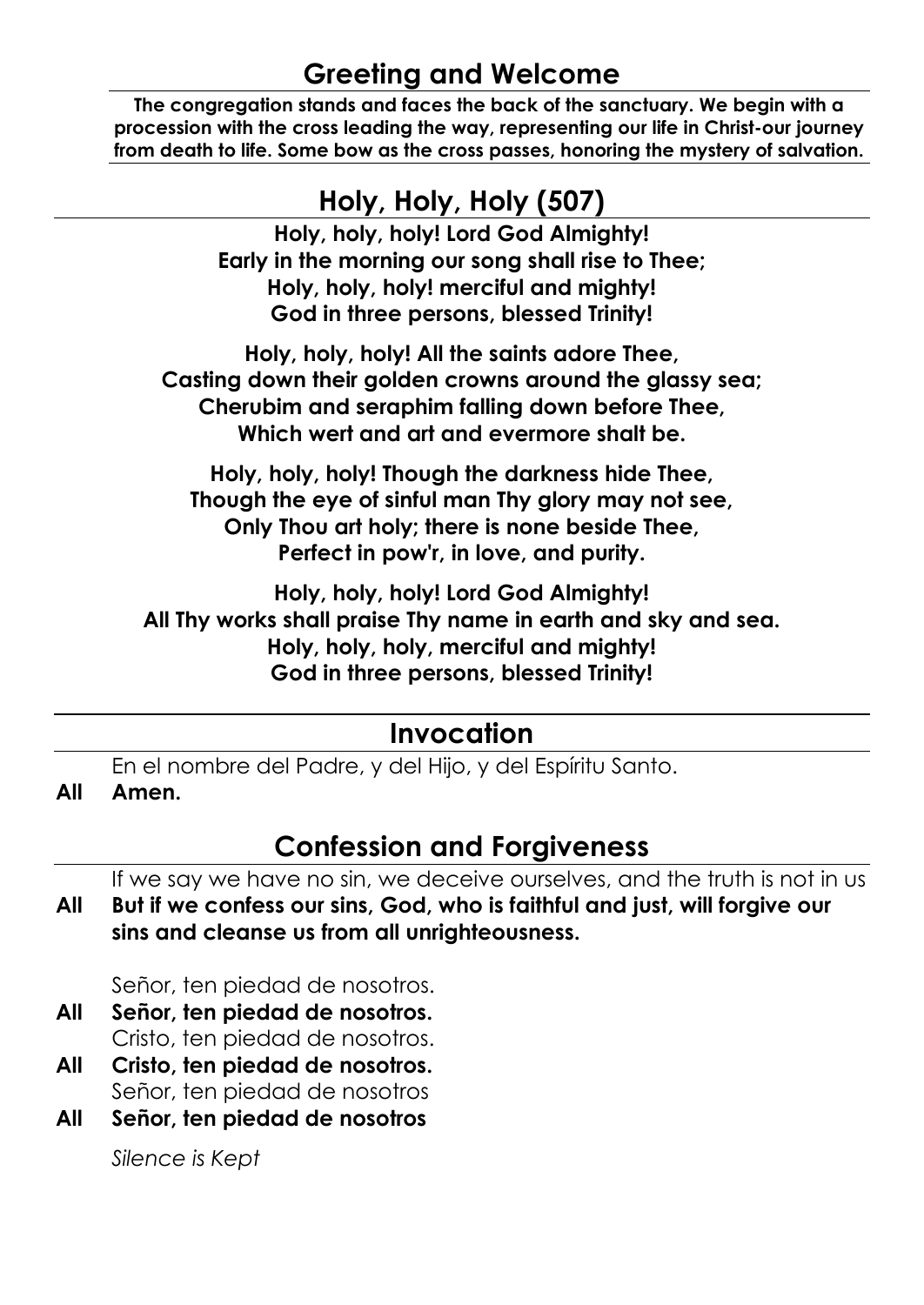## Greeting and Welcome

**The congregation stands and faces the back of the sanctuary. We begin with a procession with the cross leading the way, representing our life in Christ-our journey from death to life. Some bow as the cross passes, honoring the mystery of salvation.**

## Holy, Holy, Holy (507)

**Holy, holy, holy! Lord God Almighty!**
**Early in the morning our song shall rise to Thee;**
**Holy, holy, holy! merciful and mighty!**
**God in three persons, blessed Trinity!**

**Holy, holy, holy! All the saints adore Thee,**
**Casting down their golden crowns around the glassy sea;**
**Cherubim and seraphim falling down before Thee,**
**Which wert and art and evermore shalt be.**

**Holy, holy, holy! Though the darkness hide Thee,**
**Though the eye of sinful man Thy glory may not see,**
**Only Thou art holy; there is none beside Thee,**
**Perfect in pow'r, in love, and purity.**

**Holy, holy, holy! Lord God Almighty!**
**All Thy works shall praise Thy name in earth and sky and sea.**
**Holy, holy, holy, merciful and mighty!**
**God in three persons, blessed Trinity!**

## Invocation

En el nombre del Padre, y del Hijo, y del Espíritu Santo.

**All Amen.**

## Confession and Forgiveness

If we say we have no sin, we deceive ourselves, and the truth is not in us

**All But if we confess our sins, God, who is faithful and just, will forgive our sins and cleanse us from all unrighteousness.**

Señor, ten piedad de nosotros.

**All Señor, ten piedad de nosotros.**

Cristo, ten piedad de nosotros.

**All Cristo, ten piedad de nosotros.**

Señor, ten piedad de nosotros

**All Señor, ten piedad de nosotros**

*Silence is Kept*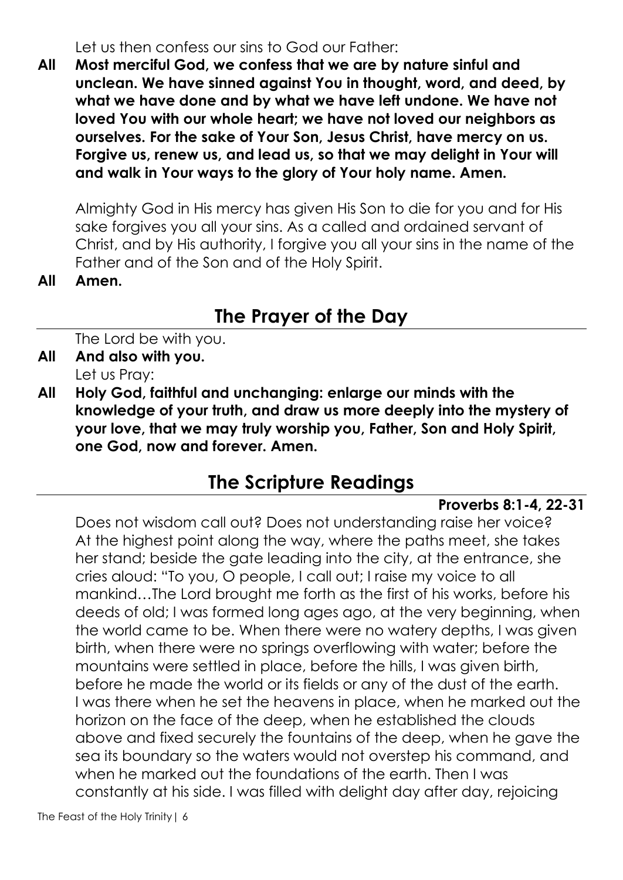Let us then confess our sins to God our Father:

**All** **Most merciful God, we confess that we are by nature sinful and unclean. We have sinned against You in thought, word, and deed, by what we have done and by what we have left undone. We have not loved You with our whole heart; we have not loved our neighbors as ourselves. For the sake of Your Son, Jesus Christ, have mercy on us. Forgive us, renew us, and lead us, so that we may delight in Your will and walk in Your ways to the glory of Your holy name. Amen.**

Almighty God in His mercy has given His Son to die for you and for His sake forgives you all your sins. As a called and ordained servant of Christ, and by His authority, I forgive you all your sins in the name of the Father and of the Son and of the Holy Spirit.

**All** **Amen.**

## The Prayer of the Day

The Lord be with you.

**All** **And also with you.**

Let us Pray:

**All** **Holy God, faithful and unchanging: enlarge our minds with the knowledge of your truth, and draw us more deeply into the mystery of your love, that we may truly worship you, Father, Son and Holy Spirit, one God, now and forever. Amen.**

## The Scripture Readings

**Proverbs 8:1-4, 22-31**

Does not wisdom call out? Does not understanding raise her voice? At the highest point along the way, where the paths meet, she takes her stand; beside the gate leading into the city, at the entrance, she cries aloud: "To you, O people, I call out; I raise my voice to all mankind…The Lord brought me forth as the first of his works, before his deeds of old; I was formed long ages ago, at the very beginning, when the world came to be. When there were no watery depths, I was given birth, when there were no springs overflowing with water; before the mountains were settled in place, before the hills, I was given birth, before he made the world or its fields or any of the dust of the earth. I was there when he set the heavens in place, when he marked out the horizon on the face of the deep, when he established the clouds above and fixed securely the fountains of the deep, when he gave the sea its boundary so the waters would not overstep his command, and when he marked out the foundations of the earth. Then I was constantly at his side. I was filled with delight day after day, rejoicing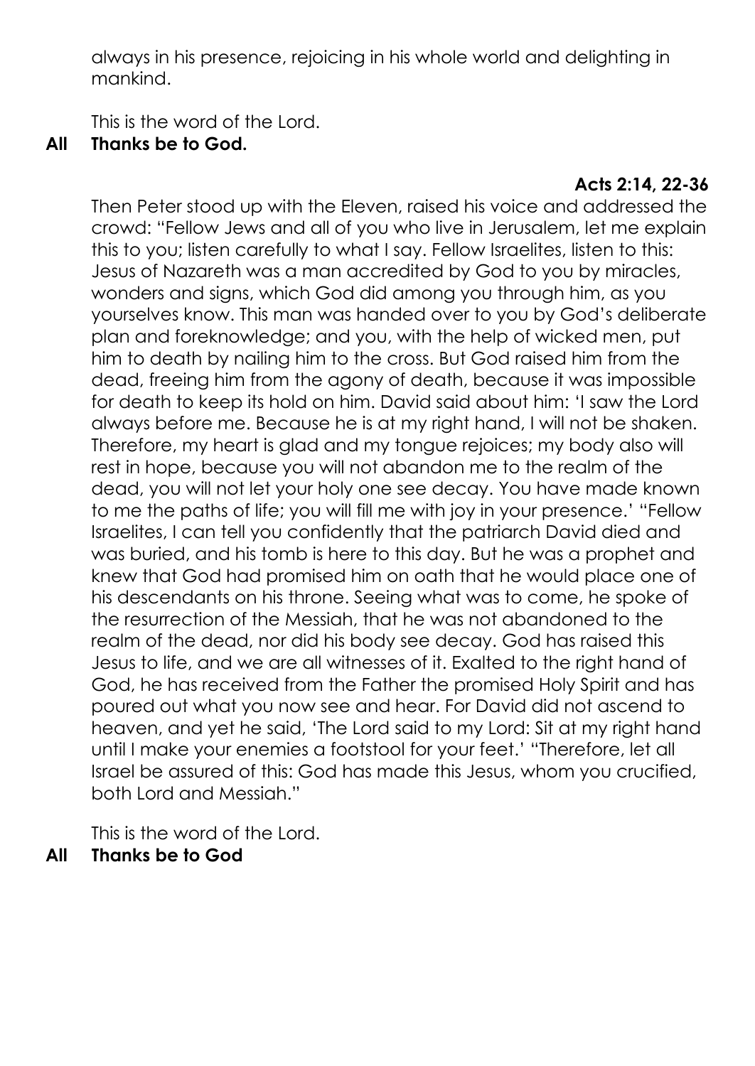always in his presence, rejoicing in his whole world and delighting in mankind.

This is the word of the Lord.

**All Thanks be to God.**

**Acts 2:14, 22-36**

Then Peter stood up with the Eleven, raised his voice and addressed the crowd: "Fellow Jews and all of you who live in Jerusalem, let me explain this to you; listen carefully to what I say. Fellow Israelites, listen to this: Jesus of Nazareth was a man accredited by God to you by miracles, wonders and signs, which God did among you through him, as you yourselves know. This man was handed over to you by God's deliberate plan and foreknowledge; and you, with the help of wicked men, put him to death by nailing him to the cross. But God raised him from the dead, freeing him from the agony of death, because it was impossible for death to keep its hold on him. David said about him: 'I saw the Lord always before me. Because he is at my right hand, I will not be shaken. Therefore, my heart is glad and my tongue rejoices; my body also will rest in hope, because you will not abandon me to the realm of the dead, you will not let your holy one see decay. You have made known to me the paths of life; you will fill me with joy in your presence.' "Fellow Israelites, I can tell you confidently that the patriarch David died and was buried, and his tomb is here to this day. But he was a prophet and knew that God had promised him on oath that he would place one of his descendants on his throne. Seeing what was to come, he spoke of the resurrection of the Messiah, that he was not abandoned to the realm of the dead, nor did his body see decay. God has raised this Jesus to life, and we are all witnesses of it. Exalted to the right hand of God, he has received from the Father the promised Holy Spirit and has poured out what you now see and hear. For David did not ascend to heaven, and yet he said, 'The Lord said to my Lord: Sit at my right hand until I make your enemies a footstool for your feet.' "Therefore, let all Israel be assured of this: God has made this Jesus, whom you crucified, both Lord and Messiah."

This is the word of the Lord.

**All Thanks be to God**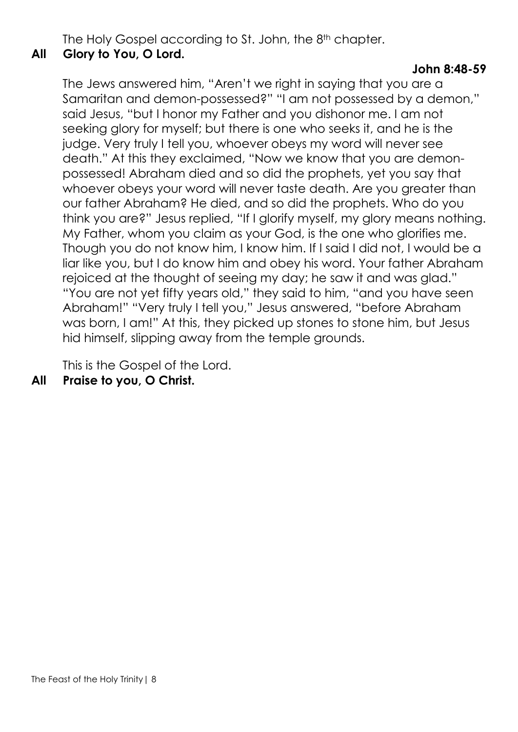The Holy Gospel according to St. John, the 8th chapter.

**All Glory to You, O Lord.**

**John 8:48-59**

The Jews answered him, "Aren't we right in saying that you are a Samaritan and demon-possessed?" "I am not possessed by a demon," said Jesus, "but I honor my Father and you dishonor me. I am not seeking glory for myself; but there is one who seeks it, and he is the judge. Very truly I tell you, whoever obeys my word will never see death." At this they exclaimed, "Now we know that you are demon-possessed! Abraham died and so did the prophets, yet you say that whoever obeys your word will never taste death. Are you greater than our father Abraham? He died, and so did the prophets. Who do you think you are?" Jesus replied, "If I glorify myself, my glory means nothing. My Father, whom you claim as your God, is the one who glorifies me. Though you do not know him, I know him. If I said I did not, I would be a liar like you, but I do know him and obey his word. Your father Abraham rejoiced at the thought of seeing my day; he saw it and was glad." "You are not yet fifty years old," they said to him, "and you have seen Abraham!" "Very truly I tell you," Jesus answered, "before Abraham was born, I am!" At this, they picked up stones to stone him, but Jesus hid himself, slipping away from the temple grounds.

This is the Gospel of the Lord.

**All Praise to you, O Christ.**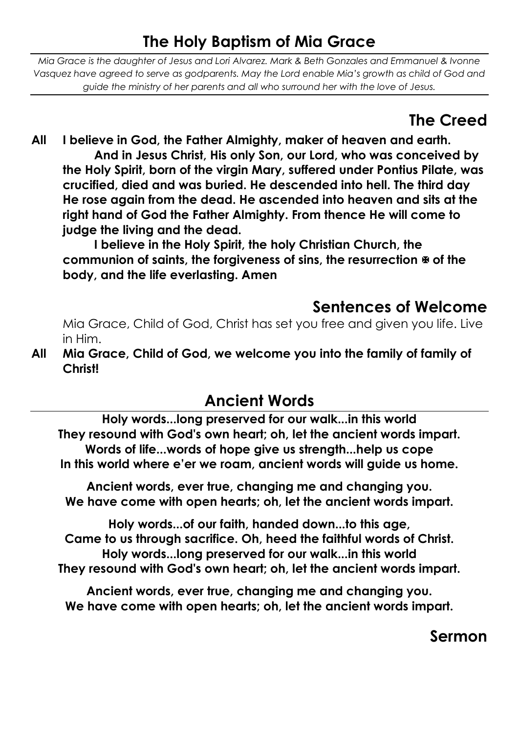# The Holy Baptism of Mia Grace

*Mia Grace is the daughter of Jesus and Lori Alvarez. Mark & Beth Gonzales and Emmanuel & Ivonne Vasquez have agreed to serve as godparents. May the Lord enable Mia's growth as child of God and guide the ministry of her parents and all who surround her with the love of Jesus.*

## The Creed

**All I believe in God, the Father Almighty, maker of heaven and earth.**

**And in Jesus Christ, His only Son, our Lord, who was conceived by the Holy Spirit, born of the virgin Mary, suffered under Pontius Pilate, was crucified, died and was buried. He descended into hell. The third day He rose again from the dead. He ascended into heaven and sits at the right hand of God the Father Almighty. From thence He will come to judge the living and the dead.**

**I believe in the Holy Spirit, the holy Christian Church, the communion of saints, the forgiveness of sins, the resurrection ☩ of the body, and the life everlasting. Amen**

## Sentences of Welcome

Mia Grace, Child of God, Christ has set you free and given you life. Live in Him.

**All Mia Grace, Child of God, we welcome you into the family of family of Christ!**

## Ancient Words

**Holy words...long preserved for our walk...in this world**
**They resound with God's own heart; oh, let the ancient words impart.**
**Words of life...words of hope give us strength...help us cope**
**In this world where e'er we roam, ancient words will guide us home.**

**Ancient words, ever true, changing me and changing you.**
**We have come with open hearts; oh, let the ancient words impart.**

**Holy words...of our faith, handed down...to this age,**
**Came to us through sacrifice. Oh, heed the faithful words of Christ.**
**Holy words...long preserved for our walk...in this world**
**They resound with God's own heart; oh, let the ancient words impart.**

**Ancient words, ever true, changing me and changing you.**
**We have come with open hearts; oh, let the ancient words impart.**

## Sermon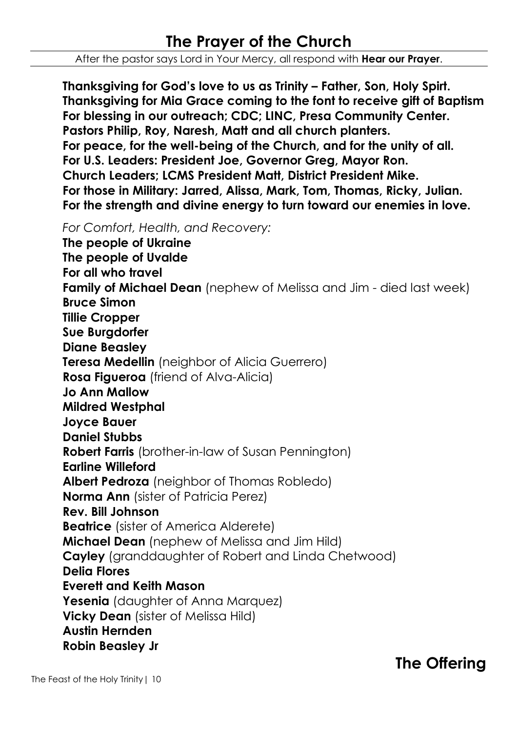# The Prayer of the Church

After the pastor says Lord in Your Mercy, all respond with **Hear our Prayer**.

**Thanksgiving for God's love to us as Trinity – Father, Son, Holy Spirt.**
**Thanksgiving for Mia Grace coming to the font to receive gift of Baptism**
**For blessing in our outreach; CDC; LINC, Presa Community Center.**
**Pastors Philip, Roy, Naresh, Matt and all church planters.**
**For peace, for the well-being of the Church, and for the unity of all.**
**For U.S. Leaders: President Joe, Governor Greg, Mayor Ron.**
**Church Leaders; LCMS President Matt, District President Mike.**
**For those in Military: Jarred, Alissa, Mark, Tom, Thomas, Ricky, Julian.**
**For the strength and divine energy to turn toward our enemies in love.**

*For Comfort, Health, and Recovery:*

**The people of Ukraine**
**The people of Uvalde**
**For all who travel**
**Family of Michael Dean** (nephew of Melissa and Jim - died last week)
**Bruce Simon**
**Tillie Cropper**
**Sue Burgdorfer**
**Diane Beasley**
**Teresa Medellin** (neighbor of Alicia Guerrero)
**Rosa Figueroa** (friend of Alva-Alicia)
**Jo Ann Mallow**
**Mildred Westphal**
**Joyce Bauer**
**Daniel Stubbs**
**Robert Farris** (brother-in-law of Susan Pennington)
**Earline Willeford**
**Albert Pedroza** (neighbor of Thomas Robledo)
**Norma Ann** (sister of Patricia Perez)
**Rev. Bill Johnson**
**Beatrice** (sister of America Alderete)
**Michael Dean** (nephew of Melissa and Jim Hild)
**Cayley** (granddaughter of Robert and Linda Chetwood)
**Delia Flores**
**Everett and Keith Mason**
**Yesenia** (daughter of Anna Marquez)
**Vicky Dean** (sister of Melissa Hild)
**Austin Hernden**
**Robin Beasley Jr**

# The Offering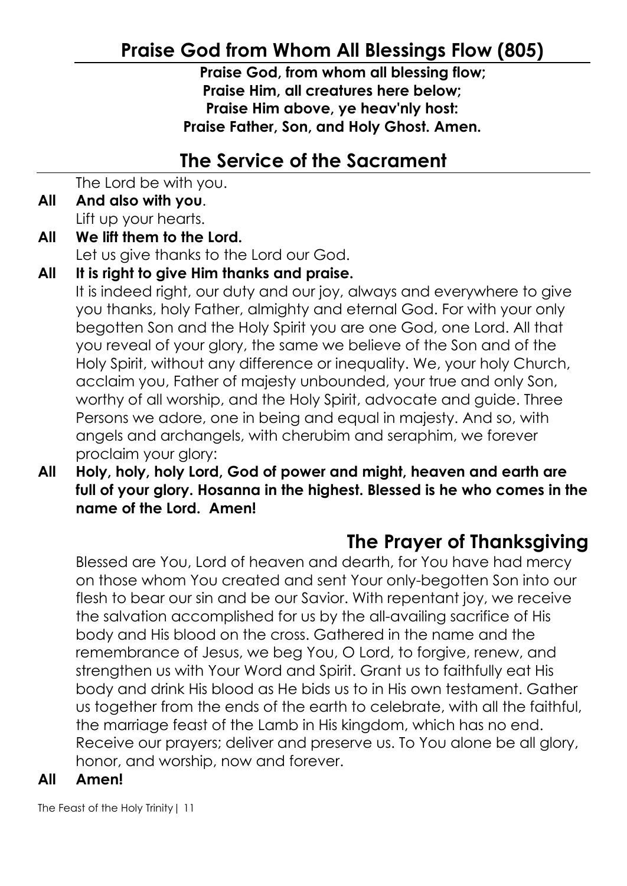## Praise God from Whom All Blessings Flow (805)

**Praise God, from whom all blessing flow;**
**Praise Him, all creatures here below;**
**Praise Him above, ye heav'nly host:**
**Praise Father, Son, and Holy Ghost. Amen.**

## The Service of the Sacrament

The Lord be with you.

**All And also with you**.

Lift up your hearts.

**All We lift them to the Lord.**

Let us give thanks to the Lord our God.

**All It is right to give Him thanks and praise.**

It is indeed right, our duty and our joy, always and everywhere to give you thanks, holy Father, almighty and eternal God. For with your only begotten Son and the Holy Spirit you are one God, one Lord. All that you reveal of your glory, the same we believe of the Son and of the Holy Spirit, without any difference or inequality. We, your holy Church, acclaim you, Father of majesty unbounded, your true and only Son, worthy of all worship, and the Holy Spirit, advocate and guide. Three Persons we adore, one in being and equal in majesty. And so, with angels and archangels, with cherubim and seraphim, we forever proclaim your glory:

**All Holy, holy, holy Lord, God of power and might, heaven and earth are full of your glory. Hosanna in the highest. Blessed is he who comes in the name of the Lord. Amen!**

## The Prayer of Thanksgiving

Blessed are You, Lord of heaven and dearth, for You have had mercy on those whom You created and sent Your only-begotten Son into our flesh to bear our sin and be our Savior. With repentant joy, we receive the salvation accomplished for us by the all-availing sacrifice of His body and His blood on the cross. Gathered in the name and the remembrance of Jesus, we beg You, O Lord, to forgive, renew, and strengthen us with Your Word and Spirit. Grant us to faithfully eat His body and drink His blood as He bids us to in His own testament. Gather us together from the ends of the earth to celebrate, with all the faithful, the marriage feast of the Lamb in His kingdom, which has no end. Receive our prayers; deliver and preserve us. To You alone be all glory, honor, and worship, now and forever.

**All Amen!**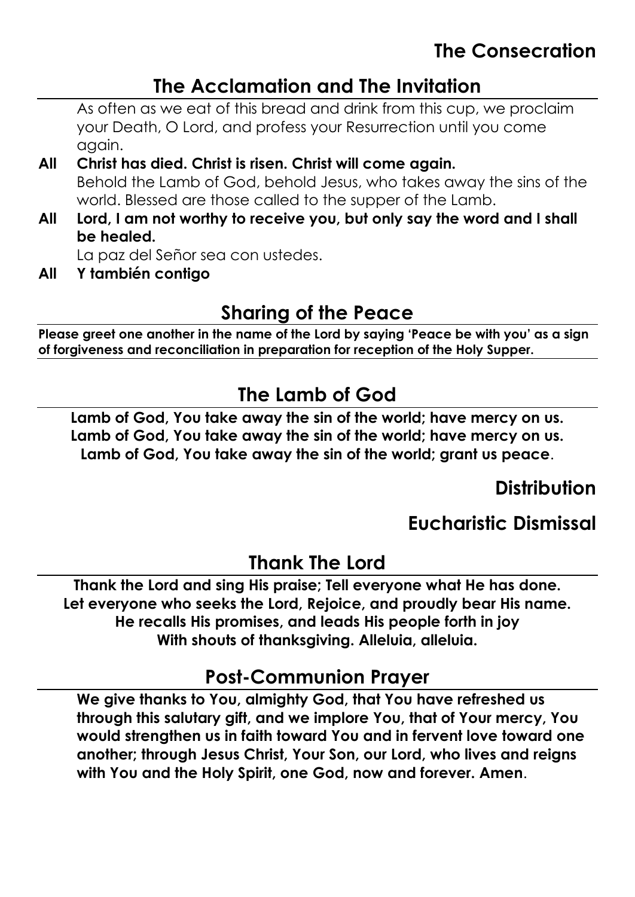## The Consecration

### The Acclamation and The Invitation

As often as we eat of this bread and drink from this cup, we proclaim your Death, O Lord, and profess your Resurrection until you come again.

**All Christ has died. Christ is risen. Christ will come again.**

Behold the Lamb of God, behold Jesus, who takes away the sins of the world. Blessed are those called to the supper of the Lamb.

**All Lord, I am not worthy to receive you, but only say the word and I shall be healed.**

La paz del Señor sea con ustedes.

**All Y también contigo**

### Sharing of the Peace

**Please greet one another in the name of the Lord by saying 'Peace be with you' as a sign of forgiveness and reconciliation in preparation for reception of the Holy Supper.**

### The Lamb of God

**Lamb of God, You take away the sin of the world; have mercy on us.**
**Lamb of God, You take away the sin of the world; have mercy on us.**
**Lamb of God, You take away the sin of the world; grant us peace**.

## Distribution

## Eucharistic Dismissal

### Thank The Lord

**Thank the Lord and sing His praise; Tell everyone what He has done.**
**Let everyone who seeks the Lord, Rejoice, and proudly bear His name.**
**He recalls His promises, and leads His people forth in joy**
**With shouts of thanksgiving. Alleluia, alleluia.**

### Post-Communion Prayer

**We give thanks to You, almighty God, that You have refreshed us through this salutary gift, and we implore You, that of Your mercy, You would strengthen us in faith toward You and in fervent love toward one another; through Jesus Christ, Your Son, our Lord, who lives and reigns with You and the Holy Spirit, one God, now and forever. Amen**.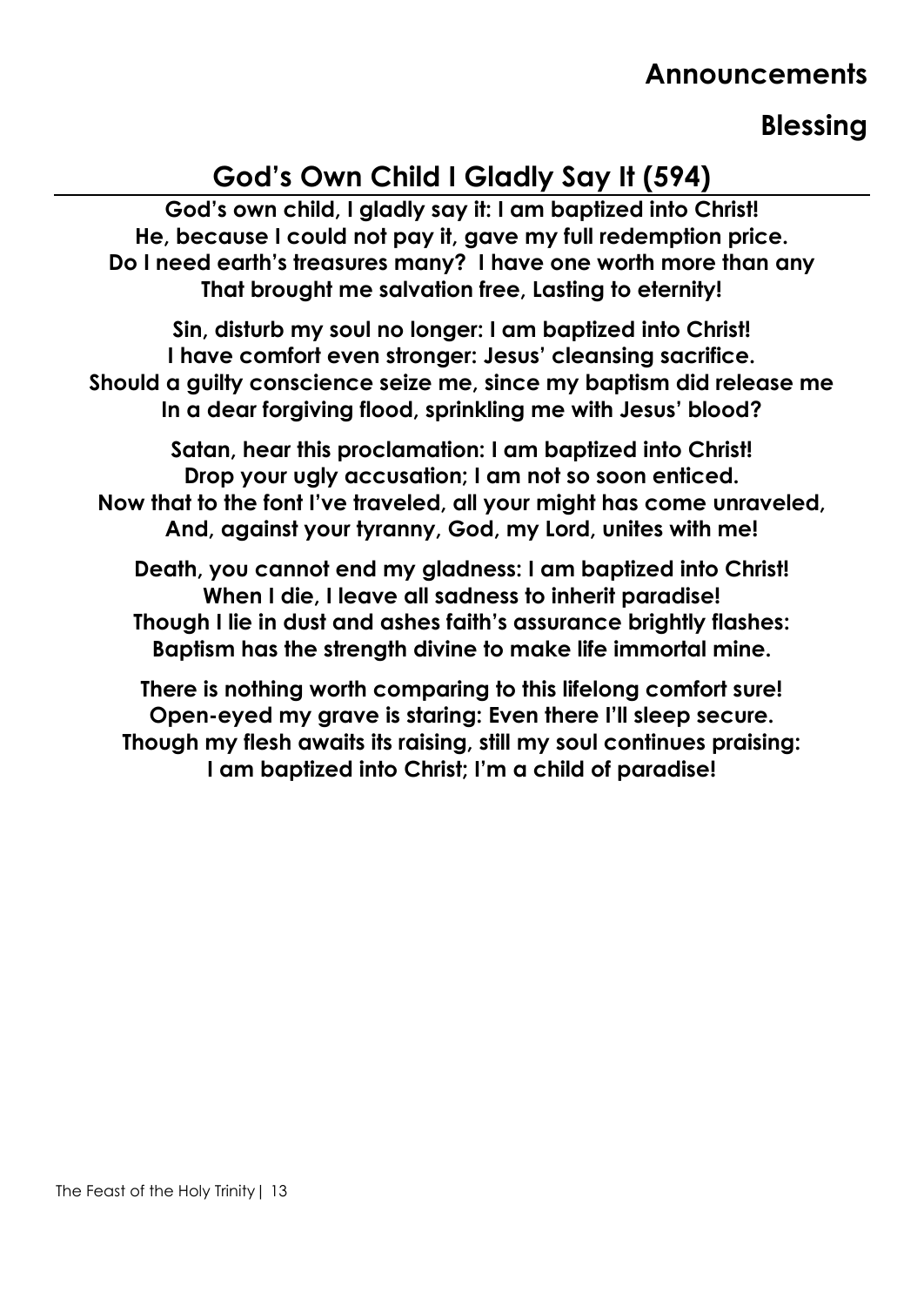## Announcements

## Blessing

## God's Own Child I Gladly Say It (594)

**God's own child, I gladly say it: I am baptized into Christ!**
**He, because I could not pay it, gave my full redemption price.**
**Do I need earth's treasures many? I have one worth more than any**
**That brought me salvation free, Lasting to eternity!**

**Sin, disturb my soul no longer: I am baptized into Christ!**
**I have comfort even stronger: Jesus' cleansing sacrifice.**
**Should a guilty conscience seize me, since my baptism did release me**
**In a dear forgiving flood, sprinkling me with Jesus' blood?**

**Satan, hear this proclamation: I am baptized into Christ!**
**Drop your ugly accusation; I am not so soon enticed.**
**Now that to the font I've traveled, all your might has come unraveled,**
**And, against your tyranny, God, my Lord, unites with me!**

**Death, you cannot end my gladness: I am baptized into Christ!**
**When I die, I leave all sadness to inherit paradise!**
**Though I lie in dust and ashes faith's assurance brightly flashes:**
**Baptism has the strength divine to make life immortal mine.**

**There is nothing worth comparing to this lifelong comfort sure!**
**Open-eyed my grave is staring: Even there I'll sleep secure.**
**Though my flesh awaits its raising, still my soul continues praising:**
**I am baptized into Christ; I'm a child of paradise!**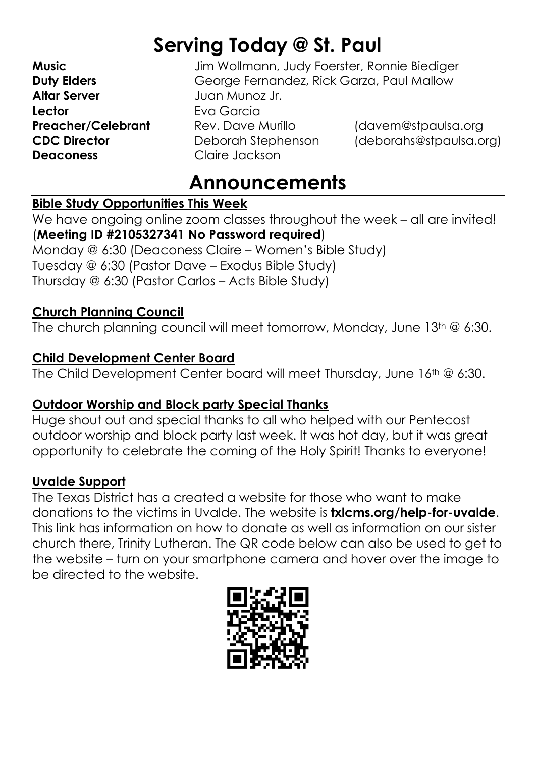# Serving Today @ St. Paul

| | | |
|---|---|---|
| **Music** | Jim Wollmann, Judy Foerster, Ronnie Biediger | |
| **Duty Elders** | George Fernandez, Rick Garza, Paul Mallow | |
| **Altar Server** | Juan Munoz Jr. | |
| **Lector** | Eva Garcia | |
| **Preacher/Celebrant** | Rev. Dave Murillo | (davem@stpaulsa.org |
| **CDC Director** | Deborah Stephenson | (deborahs@stpaulsa.org) |
| **Deaconess** | Claire Jackson | |

# Announcements

## Bible Study Opportunities This Week

We have ongoing online zoom classes throughout the week – all are invited! (**Meeting ID #2105327341 No Password required**)

Monday @ 6:30 (Deaconess Claire – Women's Bible Study)
Tuesday @ 6:30 (Pastor Dave – Exodus Bible Study)
Thursday @ 6:30 (Pastor Carlos – Acts Bible Study)

## Church Planning Council

The church planning council will meet tomorrow, Monday, June 13th @ 6:30.

## Child Development Center Board

The Child Development Center board will meet Thursday, June 16th @ 6:30.

## Outdoor Worship and Block party Special Thanks

Huge shout out and special thanks to all who helped with our Pentecost outdoor worship and block party last week. It was hot day, but it was great opportunity to celebrate the coming of the Holy Spirit! Thanks to everyone!

## Uvalde Support

The Texas District has a created a website for those who want to make donations to the victims in Uvalde. The website is **txlcms.org/help-for-uvalde**. This link has information on how to donate as well as information on our sister church there, Trinity Lutheran. The QR code below can also be used to get to the website – turn on your smartphone camera and hover over the image to be directed to the website.